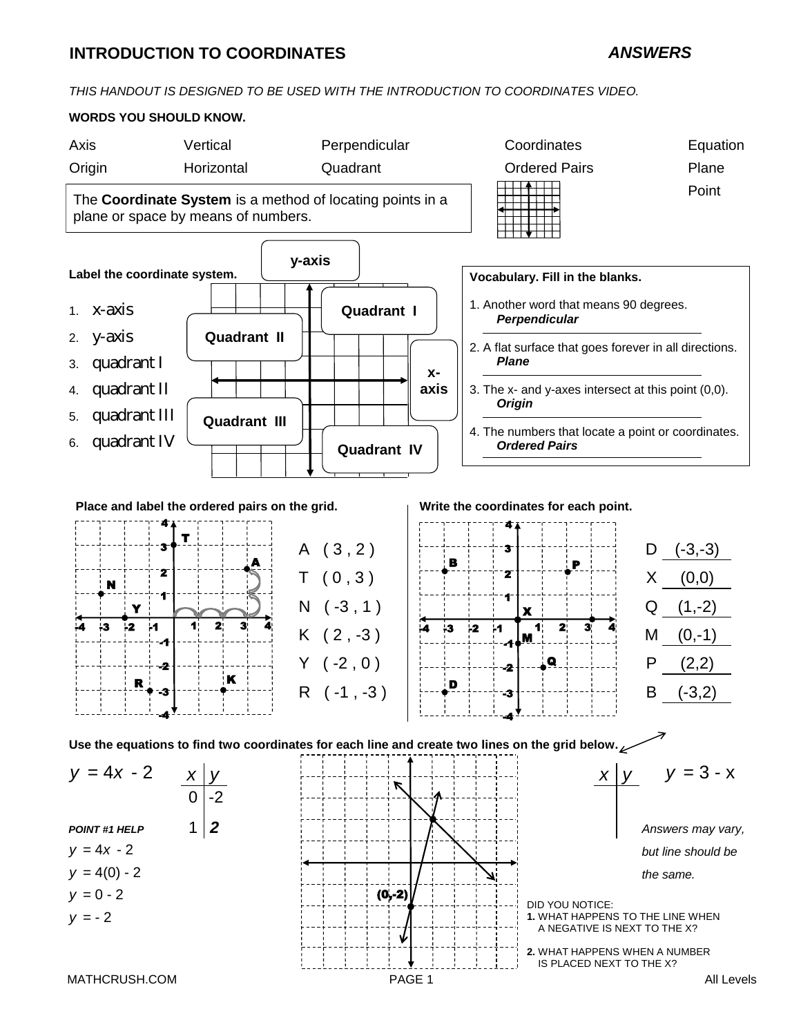# INTRODUCTION TO COORDINATES — *ANSWERS*

*THIS HANDOUT IS DESIGNED TO BE USED WITH THE INTRODUCTION TO COORDINATES VIDEO.*

**WORDS YOU SHOULD KNOW.**

| | | | | |
|---|---|---|---|---|
| Axis | Vertical | Perpendicular | Coordinates | Equation |
| Origin | Horizontal | Quadrant | Ordered Pairs | Plane |
| | | | | Point |

The **Coordinate System** is a method of locating points in a plane or space by means of numbers.

**Label the coordinate system.**

1. x-axis
2. y-axis
3. quadrant I
4. quadrant II
5. quadrant III
6. quadrant IV

y-axis | Quadrant I | Quadrant II | x-axis | Quadrant III | Quadrant IV

**Vocabulary. Fill in the blanks.**

1. Another word that means 90 degrees. ***Perpendicular***
2. A flat surface that goes forever in all directions. ***Plane***
3. The x- and y-axes intersect at this point (0,0). ***Origin***
4. The numbers that locate a point or coordinates. ***Ordered Pairs***

**Place and label the ordered pairs on the grid.**

A ( 3 , 2 )
T ( 0 , 3 )
N ( -3 , 1 )
K ( 2 , -3 )
Y ( -2 , 0 )
R ( -1 , -3 )

**Write the coordinates for each point.**

D (-3,-3)
X (0,0)
Q (1,-2)
M (0,-1)
P (2,2)
B (-3,2)

**Use the equations to find two coordinates for each line and create two lines on the grid below.**

$y = 4x - 2$

| $x$ | $y$ |
|---|---|
| 0 | -2 |
| 1 | ***2*** |

***POINT #1 HELP***

$y = 4x - 2$
$y = 4(0) - 2$
$y = 0 - 2$
$y = -2$

(0,-2)

$y = 3 - x$

| $x$ | $y$ |
|---|---|
| | |

*Answers may vary, but line should be the same.*

DID YOU NOTICE:

**1.** WHAT HAPPENS TO THE LINE WHEN A NEGATIVE IS NEXT TO THE X?

**2.** WHAT HAPPENS WHEN A NUMBER IS PLACED NEXT TO THE X?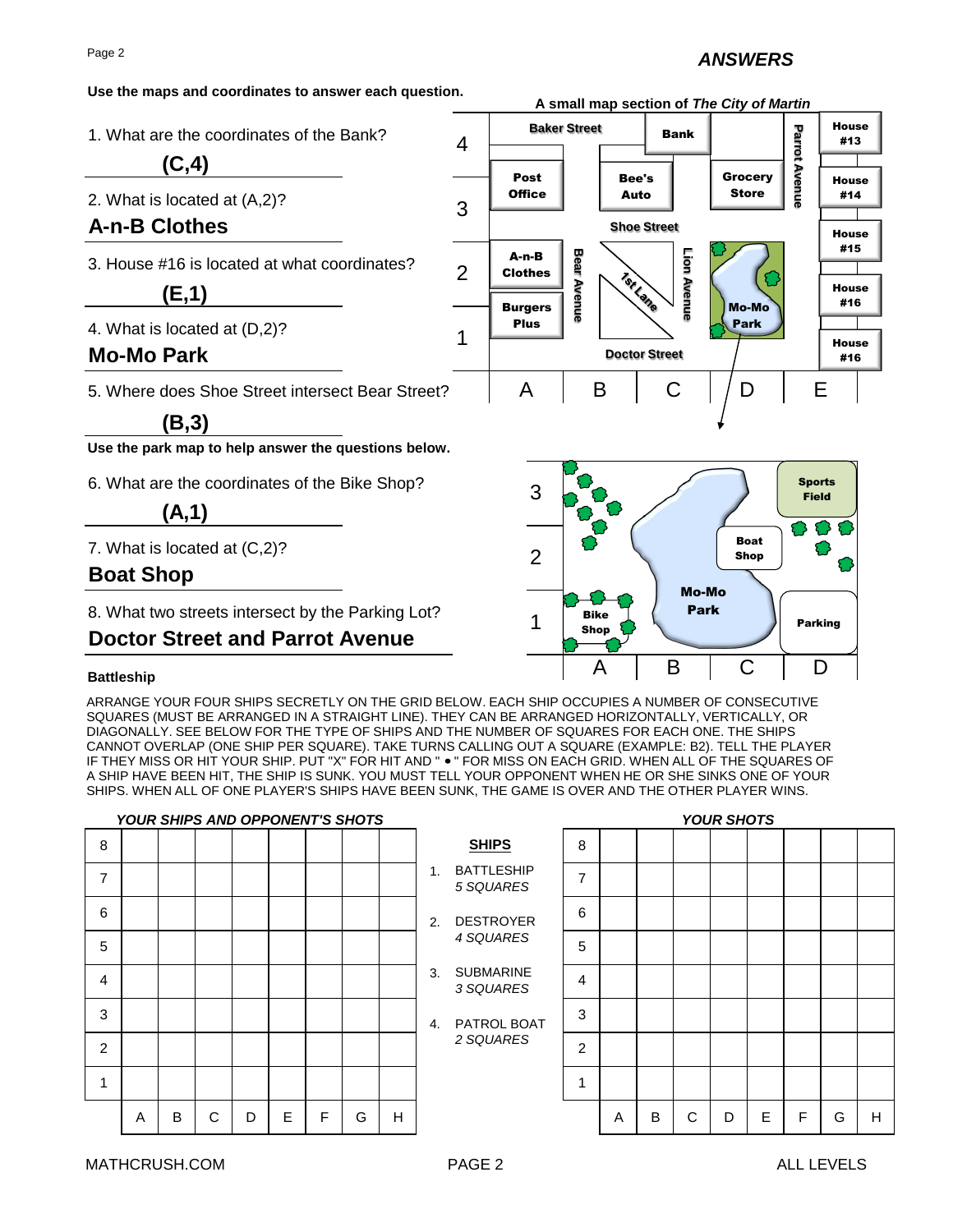**ANSWERS**

**Use the maps and coordinates to answer each question.**

1. What are the coordinates of the Bank?

**(C,4)**

2. What is located at (A,2)?

**A-n-B Clothes**

3. House #16 is located at what coordinates?

**(E,1)**

4. What is located at (D,2)?

**Mo-Mo Park**

5. Where does Shoe Street intersect Bear Street?

**(B,3)**

A small map section of *The City of Martin*

4
3
2
1
A B C D E

Baker Street
Bank
House #13
Parrot Avenue
Post Office
Bee's Auto
Grocery Store
House #14
Shoe Street
House #15
A-n-B Clothes
Bear Avenue
1st Lane
Lion Avenue
Mo-Mo Park
House #16
Burgers Plus
Doctor Street
House #16

**Use the park map to help answer the questions below.**

6. What are the coordinates of the Bike Shop?

**(A,1)**

7. What is located at (C,2)?

**Boat Shop**

8. What two streets intersect by the Parking Lot?

**Doctor Street and Parrot Avenue**

3
2
1
A B C D

Sports Field
Boat Shop
Mo-Mo Park
Bike Shop
Parking

**Battleship**

ARRANGE YOUR FOUR SHIPS SECRETLY ON THE GRID BELOW. EACH SHIP OCCUPIES A NUMBER OF CONSECUTIVE SQUARES (MUST BE ARRANGED IN A STRAIGHT LINE). THEY CAN BE ARRANGED HORIZONTALLY, VERTICALLY, OR DIAGONALLY. SEE BELOW FOR THE TYPE OF SHIPS AND THE NUMBER OF SQUARES FOR EACH ONE. THE SHIPS CANNOT OVERLAP (ONE SHIP PER SQUARE). TAKE TURNS CALLING OUT A SQUARE (EXAMPLE: B2). TELL THE PLAYER IF THEY MISS OR HIT YOUR SHIP. PUT "X" FOR HIT AND " • " FOR MISS ON EACH GRID. WHEN ALL OF THE SQUARES OF A SHIP HAVE BEEN HIT, THE SHIP IS SUNK. YOU MUST TELL YOUR OPPONENT WHEN HE OR SHE SINKS ONE OF YOUR SHIPS. WHEN ALL OF ONE PLAYER'S SHIPS HAVE BEEN SUNK, THE GAME IS OVER AND THE OTHER PLAYER WINS.

*YOUR SHIPS AND OPPONENT'S SHOTS*

| | | | | | | | | |
|---|---|---|---|---|---|---|---|---|
| 8 | | | | | | | | |
| 7 | | | | | | | | |
| 6 | | | | | | | | |
| 5 | | | | | | | | |
| 4 | | | | | | | | |
| 3 | | | | | | | | |
| 2 | | | | | | | | |
| 1 | | | | | | | | |
| | A | B | C | D | E | F | G | H |

**SHIPS**

1. BATTLESHIP *5 SQUARES*
2. DESTROYER *4 SQUARES*
3. SUBMARINE *3 SQUARES*
4. PATROL BOAT *2 SQUARES*

*YOUR SHOTS*

| | | | | | | | | |
|---|---|---|---|---|---|---|---|---|
| 8 | | | | | | | | |
| 7 | | | | | | | | |
| 6 | | | | | | | | |
| 5 | | | | | | | | |
| 4 | | | | | | | | |
| 3 | | | | | | | | |
| 2 | | | | | | | | |
| 1 | | | | | | | | |
| | A | B | C | D | E | F | G | H |